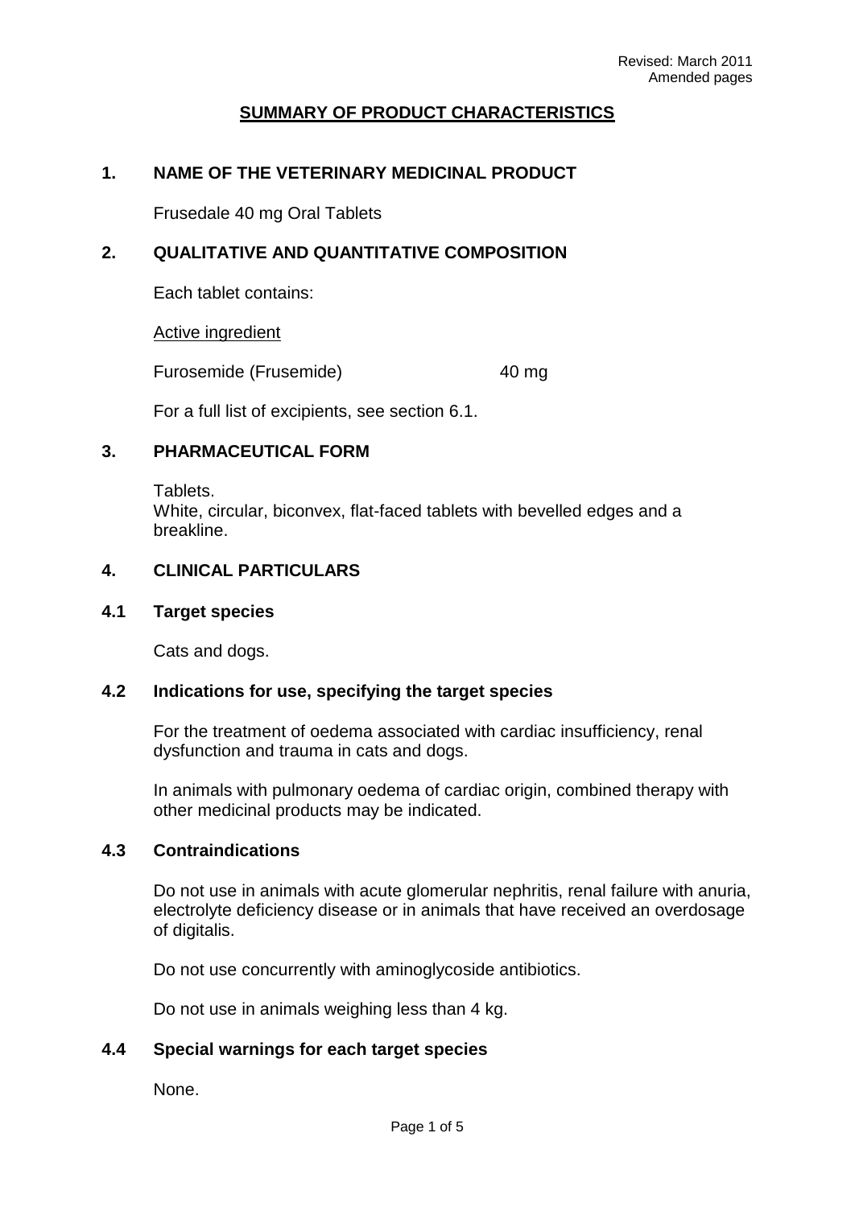Revised: March 2011
Amended pages

# SUMMARY OF PRODUCT CHARACTERISTICS

## 1. NAME OF THE VETERINARY MEDICINAL PRODUCT

Frusedale 40 mg Oral Tablets

## 2. QUALITATIVE AND QUANTITATIVE COMPOSITION

Each tablet contains:

Active ingredient

| Furosemide (Frusemide) | 40 mg |
|---|---|

For a full list of excipients, see section 6.1.

## 3. PHARMACEUTICAL FORM

Tablets.
White, circular, biconvex, flat-faced tablets with bevelled edges and a breakline.

## 4. CLINICAL PARTICULARS

### 4.1 Target species

Cats and dogs.

### 4.2 Indications for use, specifying the target species

For the treatment of oedema associated with cardiac insufficiency, renal dysfunction and trauma in cats and dogs.

In animals with pulmonary oedema of cardiac origin, combined therapy with other medicinal products may be indicated.

### 4.3 Contraindications

Do not use in animals with acute glomerular nephritis, renal failure with anuria, electrolyte deficiency disease or in animals that have received an overdosage of digitalis.

Do not use concurrently with aminoglycoside antibiotics.

Do not use in animals weighing less than 4 kg.

### 4.4 Special warnings for each target species

None.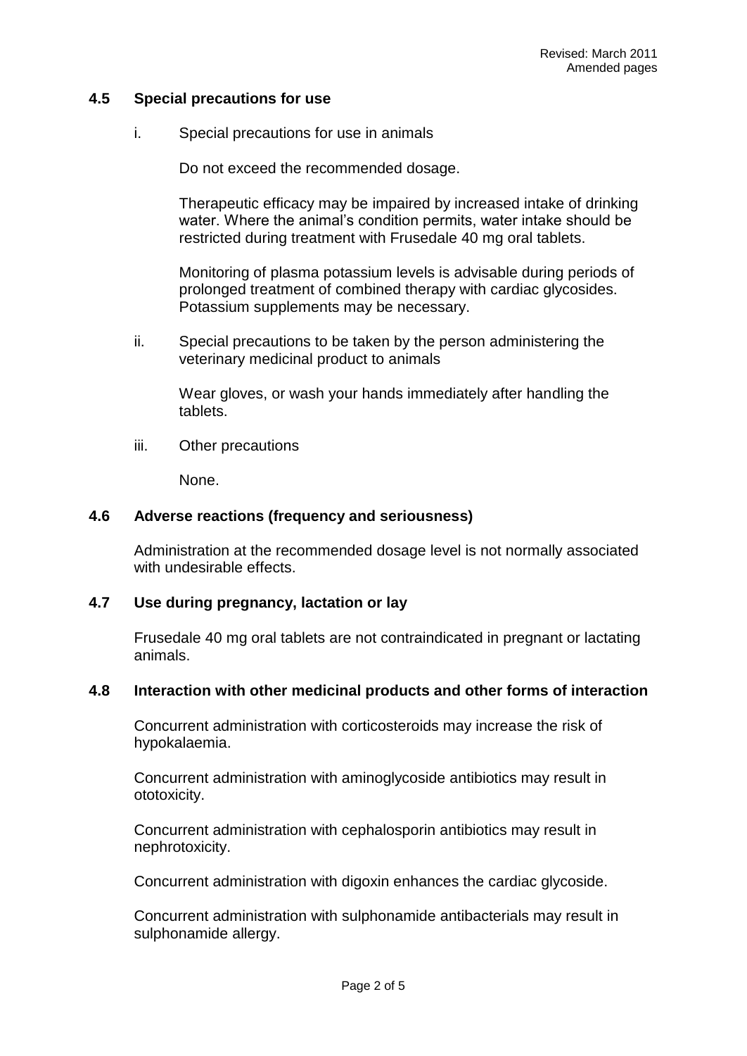Revised: March 2011
Amended pages

## 4.5 Special precautions for use

i. Special precautions for use in animals

Do not exceed the recommended dosage.

Therapeutic efficacy may be impaired by increased intake of drinking water. Where the animal's condition permits, water intake should be restricted during treatment with Frusedale 40 mg oral tablets.

Monitoring of plasma potassium levels is advisable during periods of prolonged treatment of combined therapy with cardiac glycosides. Potassium supplements may be necessary.

ii. Special precautions to be taken by the person administering the veterinary medicinal product to animals

Wear gloves, or wash your hands immediately after handling the tablets.

iii. Other precautions

None.

## 4.6 Adverse reactions (frequency and seriousness)

Administration at the recommended dosage level is not normally associated with undesirable effects.

## 4.7 Use during pregnancy, lactation or lay

Frusedale 40 mg oral tablets are not contraindicated in pregnant or lactating animals.

## 4.8 Interaction with other medicinal products and other forms of interaction

Concurrent administration with corticosteroids may increase the risk of hypokalaemia.

Concurrent administration with aminoglycoside antibiotics may result in ototoxicity.

Concurrent administration with cephalosporin antibiotics may result in nephrotoxicity.

Concurrent administration with digoxin enhances the cardiac glycoside.

Concurrent administration with sulphonamide antibacterials may result in sulphonamide allergy.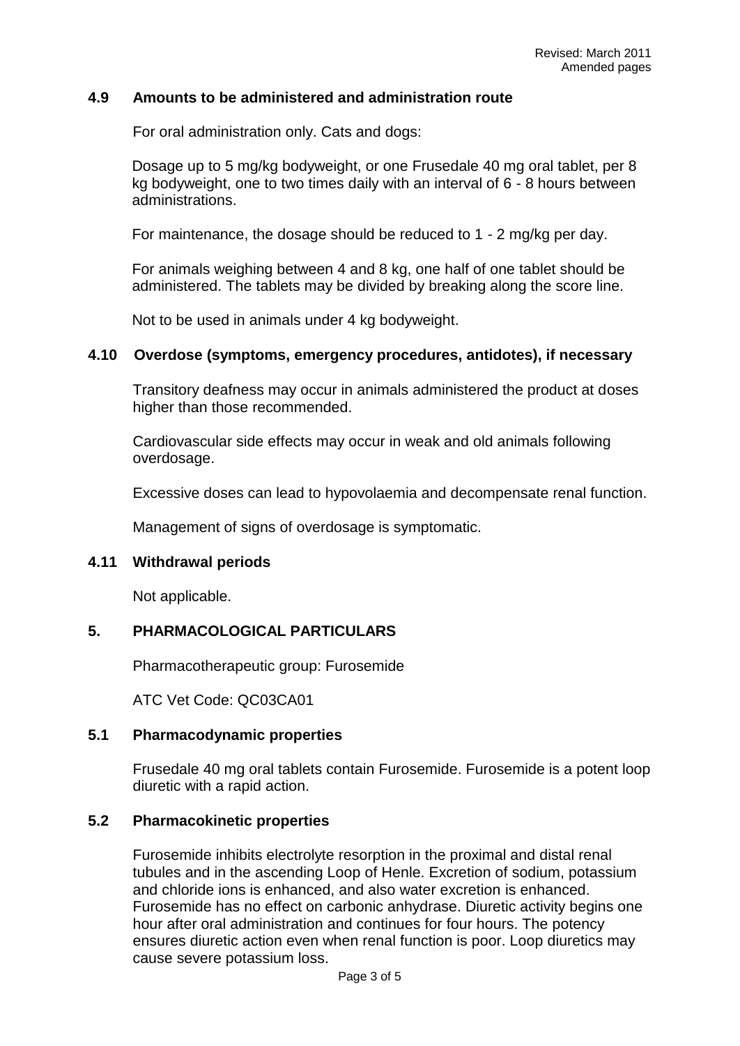### 4.9 Amounts to be administered and administration route

For oral administration only. Cats and dogs:

Dosage up to 5 mg/kg bodyweight, or one Frusedale 40 mg oral tablet, per 8 kg bodyweight, one to two times daily with an interval of 6 - 8 hours between administrations.

For maintenance, the dosage should be reduced to 1 - 2 mg/kg per day.

For animals weighing between 4 and 8 kg, one half of one tablet should be administered. The tablets may be divided by breaking along the score line.

Not to be used in animals under 4 kg bodyweight.

### 4.10 Overdose (symptoms, emergency procedures, antidotes), if necessary

Transitory deafness may occur in animals administered the product at doses higher than those recommended.

Cardiovascular side effects may occur in weak and old animals following overdosage.

Excessive doses can lead to hypovolaemia and decompensate renal function.

Management of signs of overdosage is symptomatic.

### 4.11 Withdrawal periods

Not applicable.

## 5. PHARMACOLOGICAL PARTICULARS

Pharmacotherapeutic group: Furosemide

ATC Vet Code: QC03CA01

### 5.1 Pharmacodynamic properties

Frusedale 40 mg oral tablets contain Furosemide. Furosemide is a potent loop diuretic with a rapid action.

### 5.2 Pharmacokinetic properties

Furosemide inhibits electrolyte resorption in the proximal and distal renal tubules and in the ascending Loop of Henle. Excretion of sodium, potassium and chloride ions is enhanced, and also water excretion is enhanced. Furosemide has no effect on carbonic anhydrase. Diuretic activity begins one hour after oral administration and continues for four hours. The potency ensures diuretic action even when renal function is poor. Loop diuretics may cause severe potassium loss.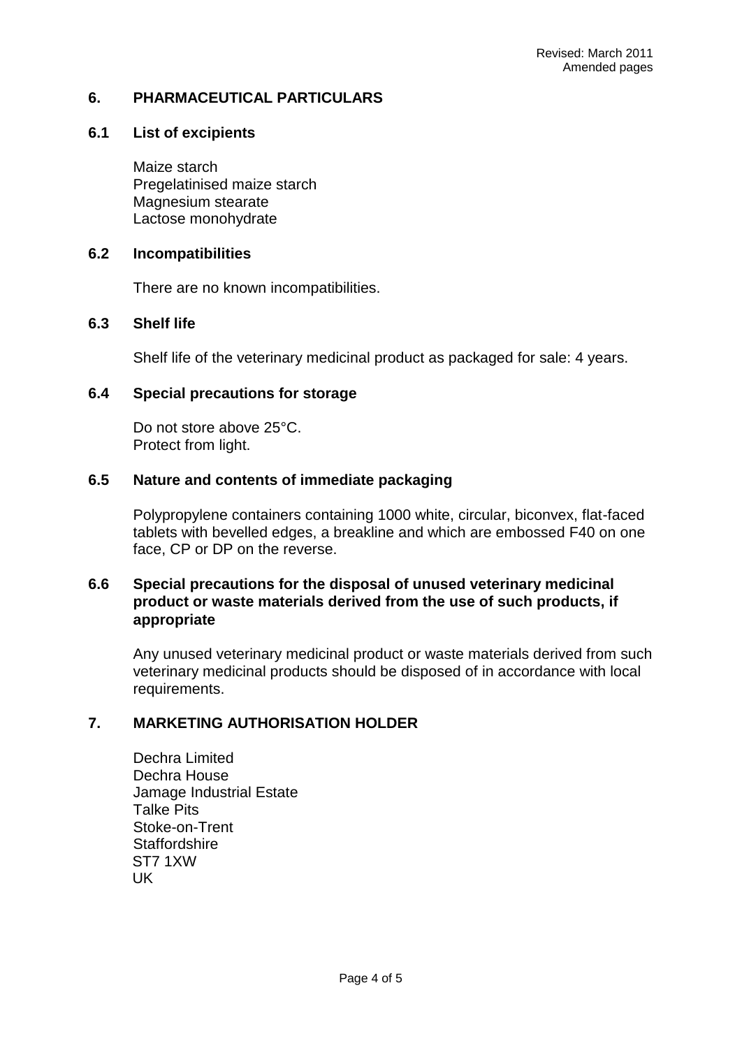Revised: March 2011
Amended pages

## 6. PHARMACEUTICAL PARTICULARS

### 6.1 List of excipients

Maize starch
Pregelatinised maize starch
Magnesium stearate
Lactose monohydrate

### 6.2 Incompatibilities

There are no known incompatibilities.

### 6.3 Shelf life

Shelf life of the veterinary medicinal product as packaged for sale: 4 years.

### 6.4 Special precautions for storage

Do not store above 25°C.
Protect from light.

### 6.5 Nature and contents of immediate packaging

Polypropylene containers containing 1000 white, circular, biconvex, flat-faced tablets with bevelled edges, a breakline and which are embossed F40 on one face, CP or DP on the reverse.

### 6.6 Special precautions for the disposal of unused veterinary medicinal product or waste materials derived from the use of such products, if appropriate

Any unused veterinary medicinal product or waste materials derived from such veterinary medicinal products should be disposed of in accordance with local requirements.

## 7. MARKETING AUTHORISATION HOLDER

Dechra Limited
Dechra House
Jamage Industrial Estate
Talke Pits
Stoke-on-Trent
Staffordshire
ST7 1XW
UK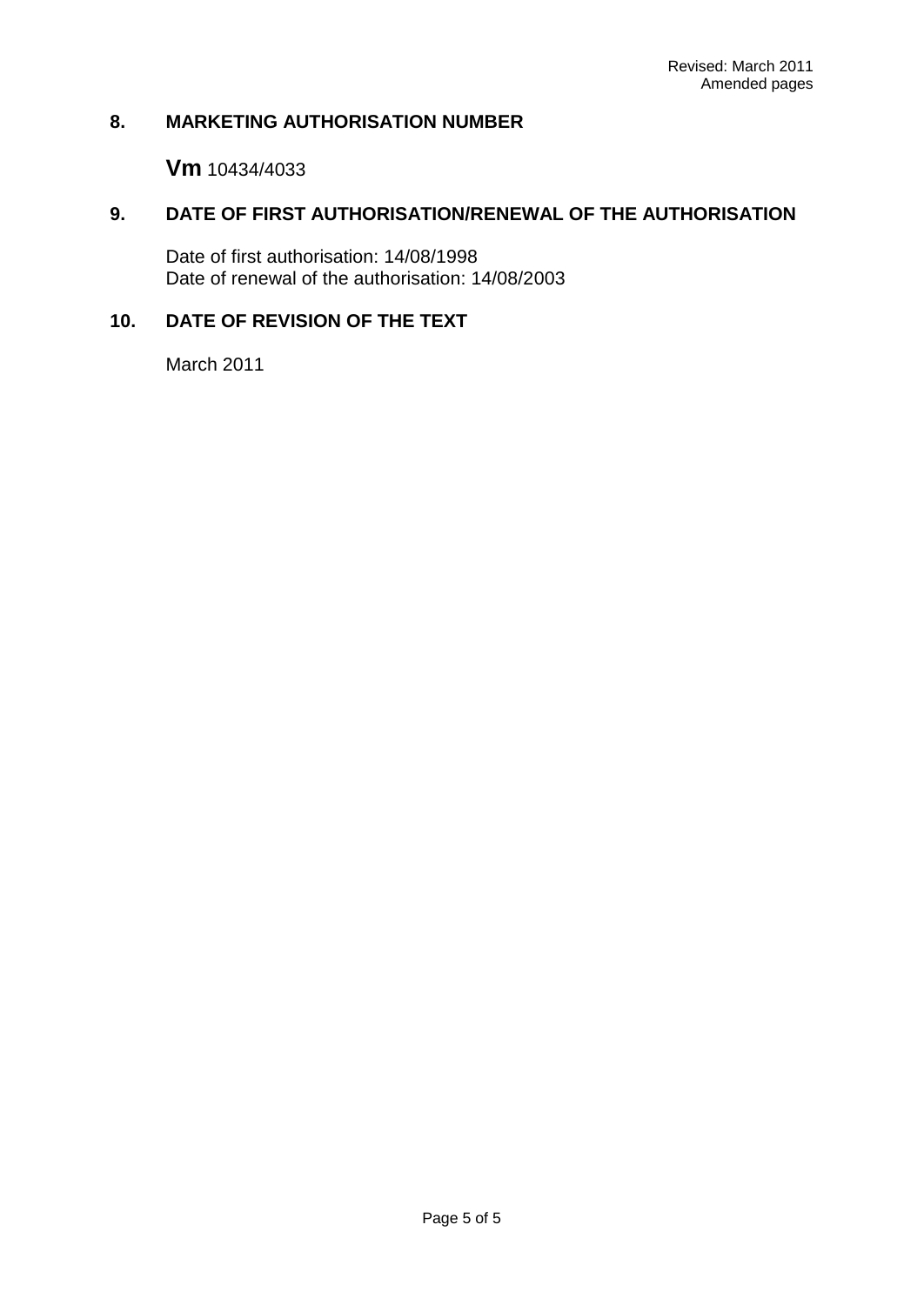Revised: March 2011
Amended pages

## 8. MARKETING AUTHORISATION NUMBER

**Vm** 10434/4033

## 9. DATE OF FIRST AUTHORISATION/RENEWAL OF THE AUTHORISATION

Date of first authorisation: 14/08/1998
Date of renewal of the authorisation: 14/08/2003

## 10. DATE OF REVISION OF THE TEXT

March 2011